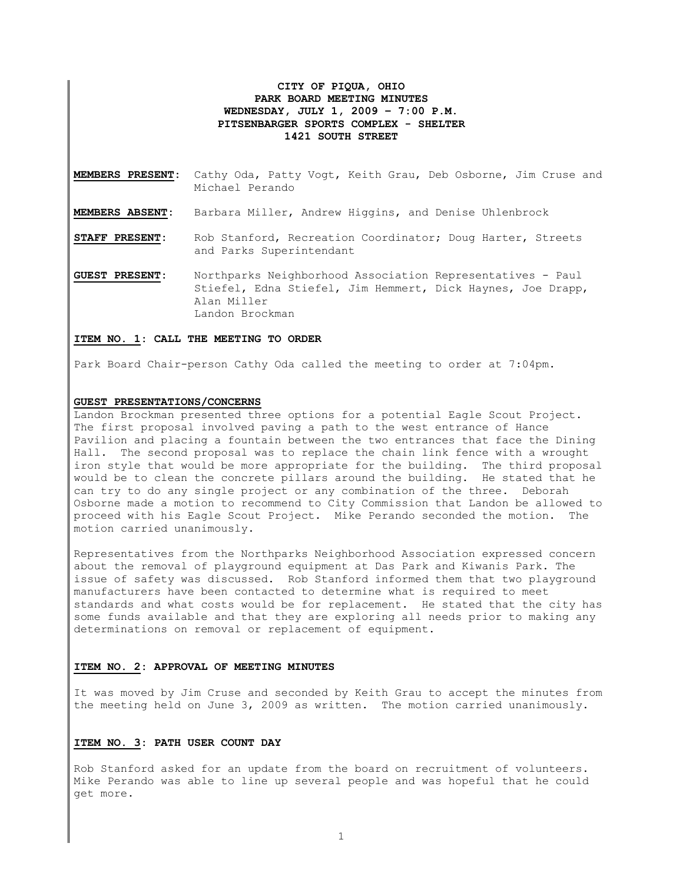**CITY OF PIQUA, OHIO**
**PARK BOARD MEETING MINUTES**
**WEDNESDAY, JULY 1, 2009 – 7:00 P.M.**
**PITSENBARGER SPORTS COMPLEX - SHELTER**
**1421 SOUTH STREET**

**MEMBERS PRESENT**: Cathy Oda, Patty Vogt, Keith Grau, Deb Osborne, Jim Cruse and Michael Perando

**MEMBERS ABSENT**: Barbara Miller, Andrew Higgins, and Denise Uhlenbrock

**STAFF PRESENT**: Rob Stanford, Recreation Coordinator; Doug Harter, Streets and Parks Superintendant

**GUEST PRESENT**: Northparks Neighborhood Association Representatives - Paul Stiefel, Edna Stiefel, Jim Hemmert, Dick Haynes, Joe Drapp, Alan Miller
Landon Brockman

**ITEM NO. 1: CALL THE MEETING TO ORDER**

Park Board Chair-person Cathy Oda called the meeting to order at 7:04pm.

**GUEST PRESENTATIONS/CONCERNS**

Landon Brockman presented three options for a potential Eagle Scout Project. The first proposal involved paving a path to the west entrance of Hance Pavilion and placing a fountain between the two entrances that face the Dining Hall. The second proposal was to replace the chain link fence with a wrought iron style that would be more appropriate for the building. The third proposal would be to clean the concrete pillars around the building. He stated that he can try to do any single project or any combination of the three. Deborah Osborne made a motion to recommend to City Commission that Landon be allowed to proceed with his Eagle Scout Project. Mike Perando seconded the motion. The motion carried unanimously.

Representatives from the Northparks Neighborhood Association expressed concern about the removal of playground equipment at Das Park and Kiwanis Park. The issue of safety was discussed. Rob Stanford informed them that two playground manufacturers have been contacted to determine what is required to meet standards and what costs would be for replacement. He stated that the city has some funds available and that they are exploring all needs prior to making any determinations on removal or replacement of equipment.

**ITEM NO. 2: APPROVAL OF MEETING MINUTES**

It was moved by Jim Cruse and seconded by Keith Grau to accept the minutes from the meeting held on June 3, 2009 as written. The motion carried unanimously.

**ITEM NO. 3: PATH USER COUNT DAY**

Rob Stanford asked for an update from the board on recruitment of volunteers. Mike Perando was able to line up several people and was hopeful that he could get more.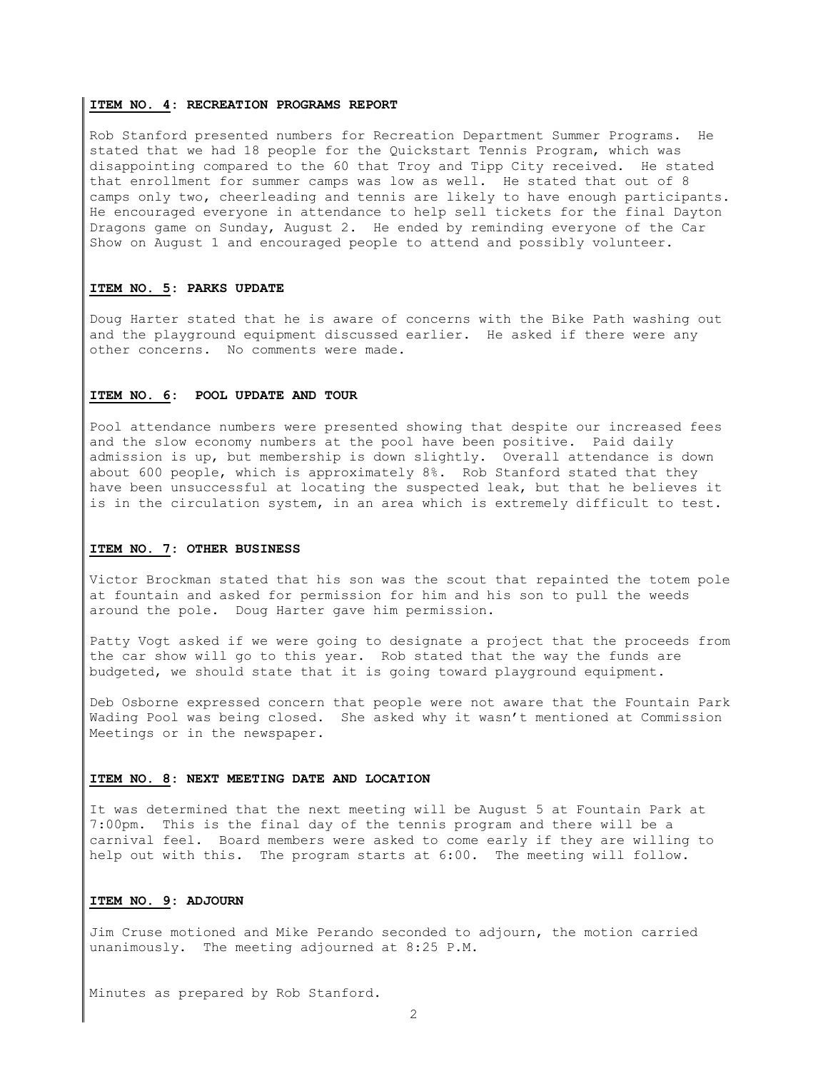**ITEM NO. 4: RECREATION PROGRAMS REPORT**

Rob Stanford presented numbers for Recreation Department Summer Programs. He stated that we had 18 people for the Quickstart Tennis Program, which was disappointing compared to the 60 that Troy and Tipp City received. He stated that enrollment for summer camps was low as well. He stated that out of 8 camps only two, cheerleading and tennis are likely to have enough participants. He encouraged everyone in attendance to help sell tickets for the final Dayton Dragons game on Sunday, August 2. He ended by reminding everyone of the Car Show on August 1 and encouraged people to attend and possibly volunteer.

**ITEM NO. 5: PARKS UPDATE**

Doug Harter stated that he is aware of concerns with the Bike Path washing out and the playground equipment discussed earlier. He asked if there were any other concerns. No comments were made.

**ITEM NO. 6: POOL UPDATE AND TOUR**

Pool attendance numbers were presented showing that despite our increased fees and the slow economy numbers at the pool have been positive. Paid daily admission is up, but membership is down slightly. Overall attendance is down about 600 people, which is approximately 8%. Rob Stanford stated that they have been unsuccessful at locating the suspected leak, but that he believes it is in the circulation system, in an area which is extremely difficult to test.

**ITEM NO. 7: OTHER BUSINESS**

Victor Brockman stated that his son was the scout that repainted the totem pole at fountain and asked for permission for him and his son to pull the weeds around the pole. Doug Harter gave him permission.

Patty Vogt asked if we were going to designate a project that the proceeds from the car show will go to this year. Rob stated that the way the funds are budgeted, we should state that it is going toward playground equipment.

Deb Osborne expressed concern that people were not aware that the Fountain Park Wading Pool was being closed. She asked why it wasn't mentioned at Commission Meetings or in the newspaper.

**ITEM NO. 8: NEXT MEETING DATE AND LOCATION**

It was determined that the next meeting will be August 5 at Fountain Park at 7:00pm. This is the final day of the tennis program and there will be a carnival feel. Board members were asked to come early if they are willing to help out with this. The program starts at 6:00. The meeting will follow.

**ITEM NO. 9: ADJOURN**

Jim Cruse motioned and Mike Perando seconded to adjourn, the motion carried unanimously. The meeting adjourned at 8:25 P.M.

Minutes as prepared by Rob Stanford.